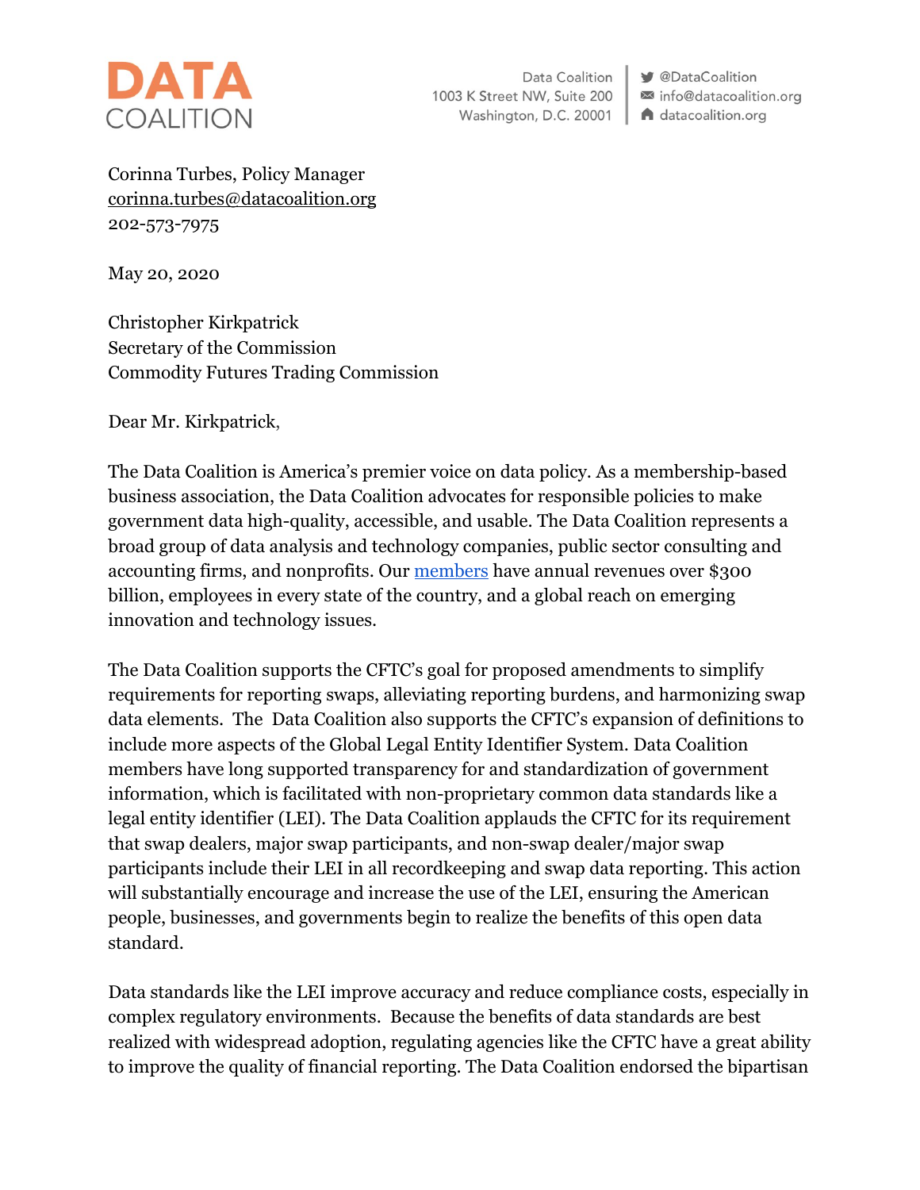**DATA COALITION**

Data Coalition
1003 K Street NW, Suite 200
Washington, D.C. 20001

@DataCoalition
info@datacoalition.org
datacoalition.org

Corinna Turbes, Policy Manager
corinna.turbes@datacoalition.org
202-573-7975

May 20, 2020

Christopher Kirkpatrick
Secretary of the Commission
Commodity Futures Trading Commission

Dear Mr. Kirkpatrick,

The Data Coalition is America's premier voice on data policy. As a membership-based business association, the Data Coalition advocates for responsible policies to make government data high-quality, accessible, and usable. The Data Coalition represents a broad group of data analysis and technology companies, public sector consulting and accounting firms, and nonprofits. Our [members](members) have annual revenues over $300 billion, employees in every state of the country, and a global reach on emerging innovation and technology issues.

The Data Coalition supports the CFTC's goal for proposed amendments to simplify requirements for reporting swaps, alleviating reporting burdens, and harmonizing swap data elements. The Data Coalition also supports the CFTC's expansion of definitions to include more aspects of the Global Legal Entity Identifier System. Data Coalition members have long supported transparency for and standardization of government information, which is facilitated with non-proprietary common data standards like a legal entity identifier (LEI). The Data Coalition applauds the CFTC for its requirement that swap dealers, major swap participants, and non-swap dealer/major swap participants include their LEI in all recordkeeping and swap data reporting. This action will substantially encourage and increase the use of the LEI, ensuring the American people, businesses, and governments begin to realize the benefits of this open data standard.

Data standards like the LEI improve accuracy and reduce compliance costs, especially in complex regulatory environments. Because the benefits of data standards are best realized with widespread adoption, regulating agencies like the CFTC have a great ability to improve the quality of financial reporting. The Data Coalition endorsed the bipartisan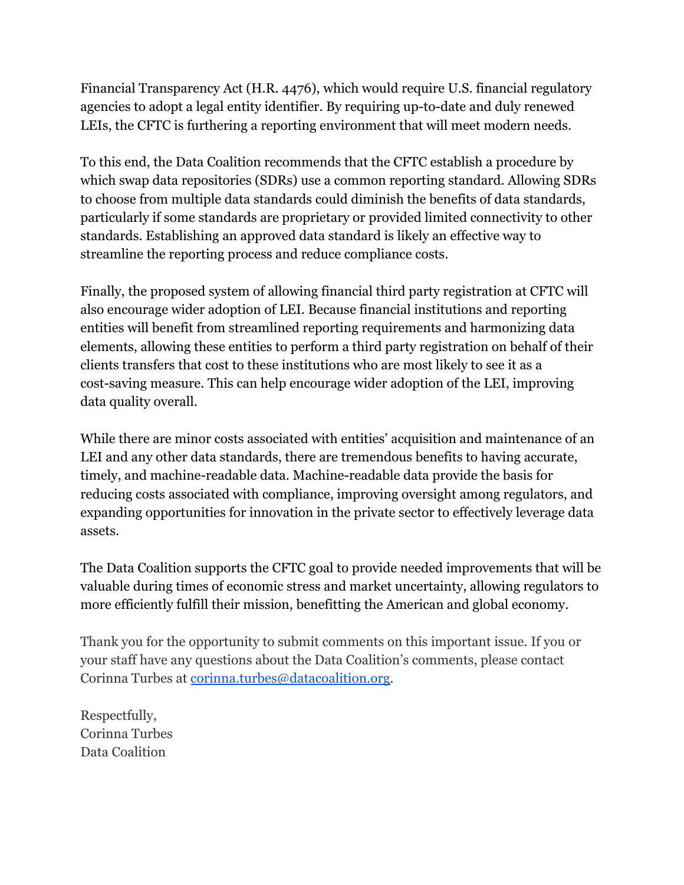Financial Transparency Act (H.R. 4476), which would require U.S. financial regulatory agencies to adopt a legal entity identifier. By requiring up-to-date and duly renewed LEIs, the CFTC is furthering a reporting environment that will meet modern needs.

To this end, the Data Coalition recommends that the CFTC establish a procedure by which swap data repositories (SDRs) use a common reporting standard. Allowing SDRs to choose from multiple data standards could diminish the benefits of data standards, particularly if some standards are proprietary or provided limited connectivity to other standards. Establishing an approved data standard is likely an effective way to streamline the reporting process and reduce compliance costs.

Finally, the proposed system of allowing financial third party registration at CFTC will also encourage wider adoption of LEI. Because financial institutions and reporting entities will benefit from streamlined reporting requirements and harmonizing data elements, allowing these entities to perform a third party registration on behalf of their clients transfers that cost to these institutions who are most likely to see it as a cost-saving measure. This can help encourage wider adoption of the LEI, improving data quality overall.

While there are minor costs associated with entities' acquisition and maintenance of an LEI and any other data standards, there are tremendous benefits to having accurate, timely, and machine-readable data. Machine-readable data provide the basis for reducing costs associated with compliance, improving oversight among regulators, and expanding opportunities for innovation in the private sector to effectively leverage data assets.

The Data Coalition supports the CFTC goal to provide needed improvements that will be valuable during times of economic stress and market uncertainty, allowing regulators to more efficiently fulfill their mission, benefitting the American and global economy.

Thank you for the opportunity to submit comments on this important issue. If you or your staff have any questions about the Data Coalition's comments, please contact Corinna Turbes at corinna.turbes@datacoalition.org.

Respectfully,
Corinna Turbes
Data Coalition